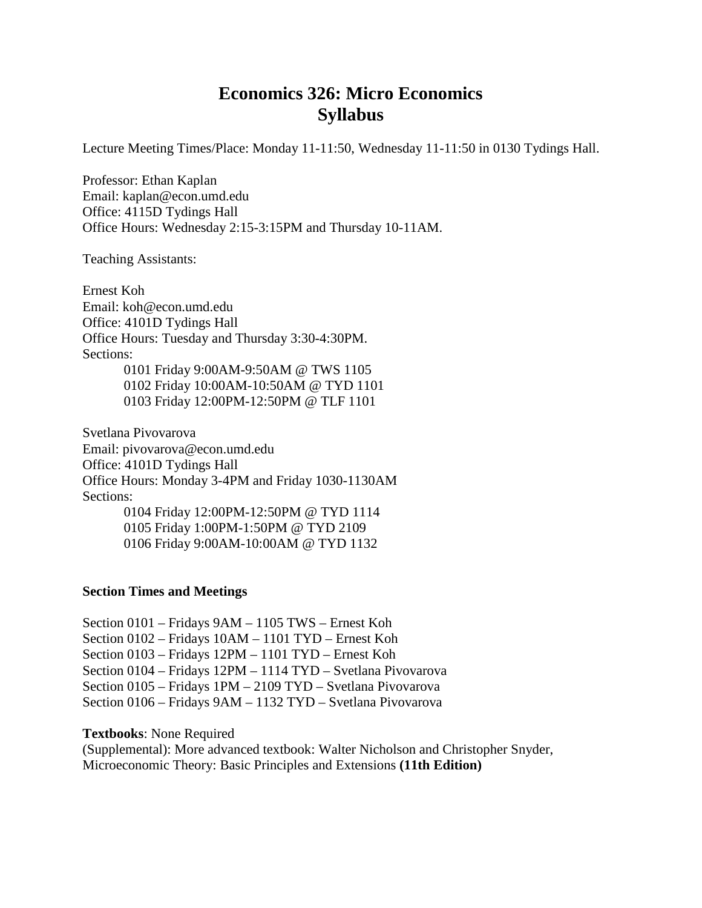# Economics 326: Micro Economics
# Syllabus

Lecture Meeting Times/Place: Monday 11-11:50, Wednesday 11-11:50 in 0130 Tydings Hall.

Professor: Ethan Kaplan
Email: kaplan@econ.umd.edu
Office: 4115D Tydings Hall
Office Hours: Wednesday 2:15-3:15PM and Thursday 10-11AM.

Teaching Assistants:

Ernest Koh
Email: koh@econ.umd.edu
Office: 4101D Tydings Hall
Office Hours: Tuesday and Thursday 3:30-4:30PM.
Sections:

- 0101 Friday 9:00AM-9:50AM @ TWS 1105
- 0102 Friday 10:00AM-10:50AM @ TYD 1101
- 0103 Friday 12:00PM-12:50PM @ TLF 1101

Svetlana Pivovarova
Email: pivovarova@econ.umd.edu
Office: 4101D Tydings Hall
Office Hours: Monday 3-4PM and Friday 1030-1130AM
Sections:

- 0104 Friday 12:00PM-12:50PM @ TYD 1114
- 0105 Friday 1:00PM-1:50PM @ TYD 2109
- 0106 Friday 9:00AM-10:00AM @ TYD 1132

**Section Times and Meetings**

Section 0101 – Fridays 9AM – 1105 TWS – Ernest Koh
Section 0102 – Fridays 10AM – 1101 TYD – Ernest Koh
Section 0103 – Fridays 12PM – 1101 TYD – Ernest Koh
Section 0104 – Fridays 12PM – 1114 TYD – Svetlana Pivovarova
Section 0105 – Fridays 1PM – 2109 TYD – Svetlana Pivovarova
Section 0106 – Fridays 9AM – 1132 TYD – Svetlana Pivovarova

**Textbooks**: None Required
(Supplemental): More advanced textbook: Walter Nicholson and Christopher Snyder, Microeconomic Theory: Basic Principles and Extensions **(11th Edition)**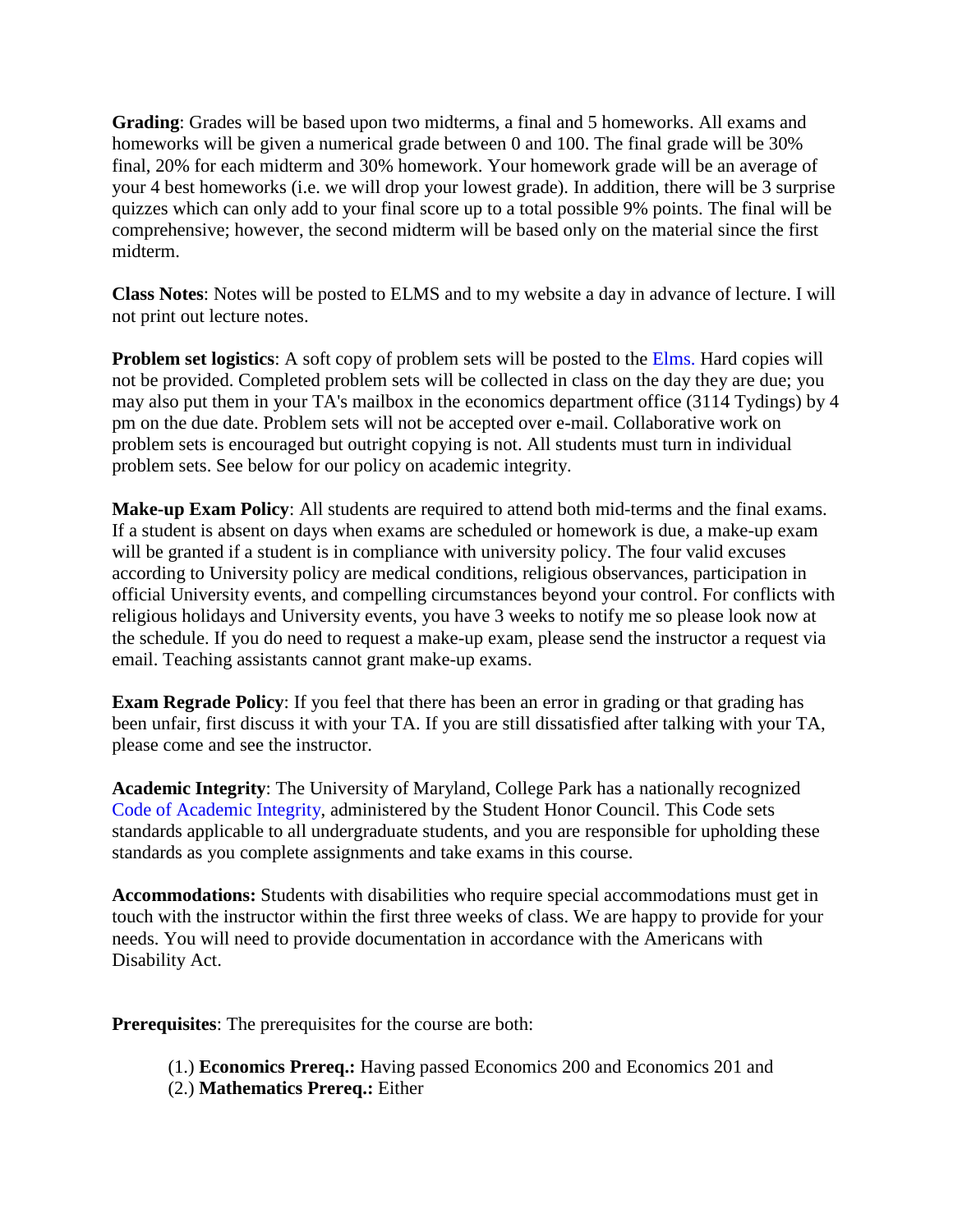**Grading**: Grades will be based upon two midterms, a final and 5 homeworks. All exams and homeworks will be given a numerical grade between 0 and 100. The final grade will be 30% final, 20% for each midterm and 30% homework. Your homework grade will be an average of your 4 best homeworks (i.e. we will drop your lowest grade). In addition, there will be 3 surprise quizzes which can only add to your final score up to a total possible 9% points. The final will be comprehensive; however, the second midterm will be based only on the material since the first midterm.

**Class Notes**: Notes will be posted to ELMS and to my website a day in advance of lecture. I will not print out lecture notes.

**Problem set logistics**: A soft copy of problem sets will be posted to the Elms. Hard copies will not be provided. Completed problem sets will be collected in class on the day they are due; you may also put them in your TA's mailbox in the economics department office (3114 Tydings) by 4 pm on the due date. Problem sets will not be accepted over e-mail. Collaborative work on problem sets is encouraged but outright copying is not. All students must turn in individual problem sets. See below for our policy on academic integrity.

**Make-up Exam Policy**: All students are required to attend both mid-terms and the final exams. If a student is absent on days when exams are scheduled or homework is due, a make-up exam will be granted if a student is in compliance with university policy. The four valid excuses according to University policy are medical conditions, religious observances, participation in official University events, and compelling circumstances beyond your control. For conflicts with religious holidays and University events, you have 3 weeks to notify me so please look now at the schedule. If you do need to request a make-up exam, please send the instructor a request via email. Teaching assistants cannot grant make-up exams.

**Exam Regrade Policy**: If you feel that there has been an error in grading or that grading has been unfair, first discuss it with your TA. If you are still dissatisfied after talking with your TA, please come and see the instructor.

**Academic Integrity**: The University of Maryland, College Park has a nationally recognized Code of Academic Integrity, administered by the Student Honor Council. This Code sets standards applicable to all undergraduate students, and you are responsible for upholding these standards as you complete assignments and take exams in this course.

**Accommodations:** Students with disabilities who require special accommodations must get in touch with the instructor within the first three weeks of class. We are happy to provide for your needs. You will need to provide documentation in accordance with the Americans with Disability Act.

**Prerequisites**: The prerequisites for the course are both:

(1.) **Economics Prereq.:** Having passed Economics 200 and Economics 201 and
(2.) **Mathematics Prereq.:** Either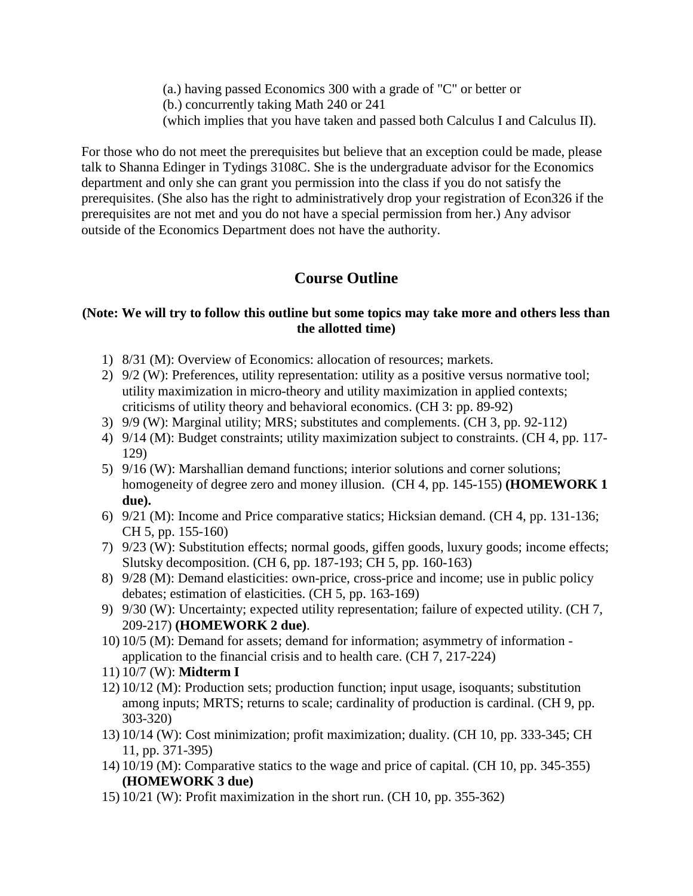(a.) having passed Economics 300 with a grade of "C" or better or
(b.) concurrently taking Math 240 or 241
(which implies that you have taken and passed both Calculus I and Calculus II).

For those who do not meet the prerequisites but believe that an exception could be made, please talk to Shanna Edinger in Tydings 3108C. She is the undergraduate advisor for the Economics department and only she can grant you permission into the class if you do not satisfy the prerequisites. (She also has the right to administratively drop your registration of Econ326 if the prerequisites are not met and you do not have a special permission from her.) Any advisor outside of the Economics Department does not have the authority.

## Course Outline

**(Note: We will try to follow this outline but some topics may take more and others less than the allotted time)**

1) 8/31 (M): Overview of Economics: allocation of resources; markets.
2) 9/2 (W): Preferences, utility representation: utility as a positive versus normative tool; utility maximization in micro-theory and utility maximization in applied contexts; criticisms of utility theory and behavioral economics. (CH 3: pp. 89-92)
3) 9/9 (W): Marginal utility; MRS; substitutes and complements. (CH 3, pp. 92-112)
4) 9/14 (M): Budget constraints; utility maximization subject to constraints. (CH 4, pp. 117-129)
5) 9/16 (W): Marshallian demand functions; interior solutions and corner solutions; homogeneity of degree zero and money illusion. (CH 4, pp. 145-155) **(HOMEWORK 1 due).**
6) 9/21 (M): Income and Price comparative statics; Hicksian demand. (CH 4, pp. 131-136; CH 5, pp. 155-160)
7) 9/23 (W): Substitution effects; normal goods, giffen goods, luxury goods; income effects; Slutsky decomposition. (CH 6, pp. 187-193; CH 5, pp. 160-163)
8) 9/28 (M): Demand elasticities: own-price, cross-price and income; use in public policy debates; estimation of elasticities. (CH 5, pp. 163-169)
9) 9/30 (W): Uncertainty; expected utility representation; failure of expected utility. (CH 7, 209-217) **(HOMEWORK 2 due)**.
10) 10/5 (M): Demand for assets; demand for information; asymmetry of information - application to the financial crisis and to health care. (CH 7, 217-224)
11) 10/7 (W): **Midterm I**
12) 10/12 (M): Production sets; production function; input usage, isoquants; substitution among inputs; MRTS; returns to scale; cardinality of production is cardinal. (CH 9, pp. 303-320)
13) 10/14 (W): Cost minimization; profit maximization; duality. (CH 10, pp. 333-345; CH 11, pp. 371-395)
14) 10/19 (M): Comparative statics to the wage and price of capital. (CH 10, pp. 345-355) **(HOMEWORK 3 due)**
15) 10/21 (W): Profit maximization in the short run. (CH 10, pp. 355-362)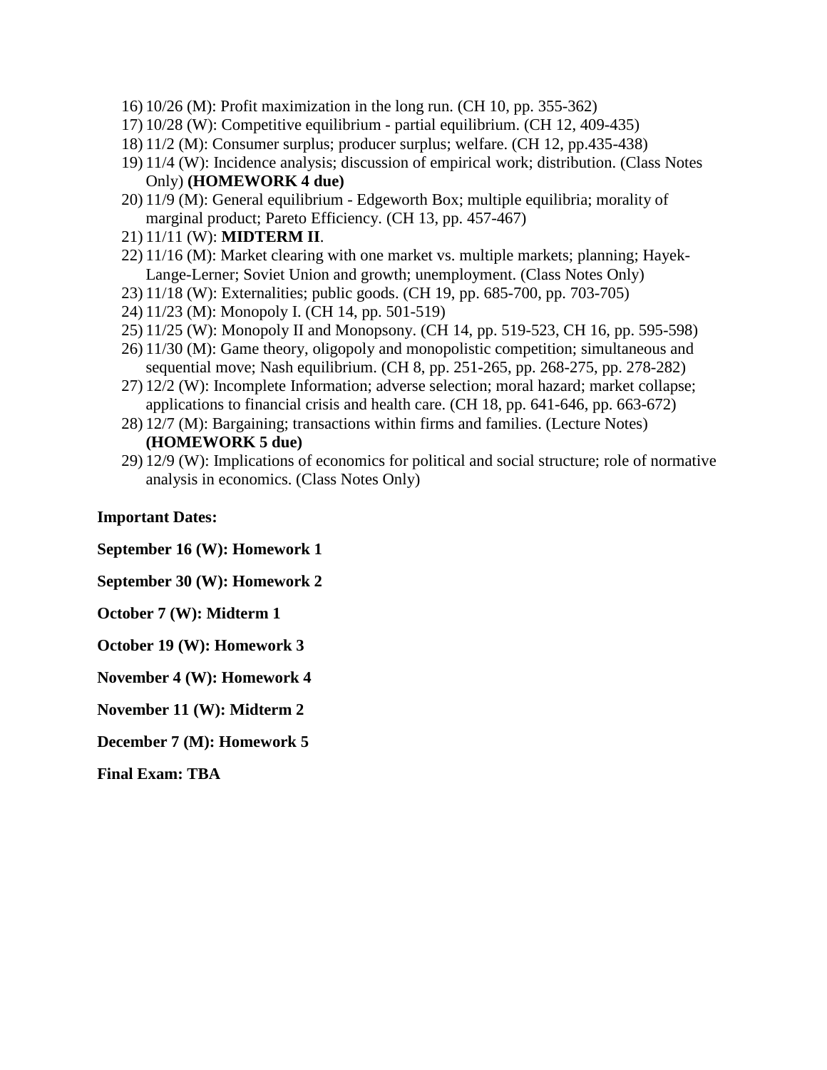16) 10/26 (M): Profit maximization in the long run. (CH 10, pp. 355-362)
17) 10/28 (W): Competitive equilibrium - partial equilibrium. (CH 12, 409-435)
18) 11/2 (M): Consumer surplus; producer surplus; welfare. (CH 12, pp.435-438)
19) 11/4 (W): Incidence analysis; discussion of empirical work; distribution. (Class Notes Only) **(HOMEWORK 4 due)**
20) 11/9 (M): General equilibrium - Edgeworth Box; multiple equilibria; morality of marginal product; Pareto Efficiency. (CH 13, pp. 457-467)
21) 11/11 (W): **MIDTERM II**.
22) 11/16 (M): Market clearing with one market vs. multiple markets; planning; Hayek-Lange-Lerner; Soviet Union and growth; unemployment. (Class Notes Only)
23) 11/18 (W): Externalities; public goods. (CH 19, pp. 685-700, pp. 703-705)
24) 11/23 (M): Monopoly I. (CH 14, pp. 501-519)
25) 11/25 (W): Monopoly II and Monopsony. (CH 14, pp. 519-523, CH 16, pp. 595-598)
26) 11/30 (M): Game theory, oligopoly and monopolistic competition; simultaneous and sequential move; Nash equilibrium. (CH 8, pp. 251-265, pp. 268-275, pp. 278-282)
27) 12/2 (W): Incomplete Information; adverse selection; moral hazard; market collapse; applications to financial crisis and health care. (CH 18, pp. 641-646, pp. 663-672)
28) 12/7 (M): Bargaining; transactions within firms and families. (Lecture Notes) **(HOMEWORK 5 due)**
29) 12/9 (W): Implications of economics for political and social structure; role of normative analysis in economics. (Class Notes Only)

**Important Dates:**

**September 16 (W): Homework 1**

**September 30 (W): Homework 2**

**October 7 (W): Midterm 1**

**October 19 (W): Homework 3**

**November 4 (W): Homework 4**

**November 11 (W): Midterm 2**

**December 7 (M): Homework 5**

**Final Exam: TBA**